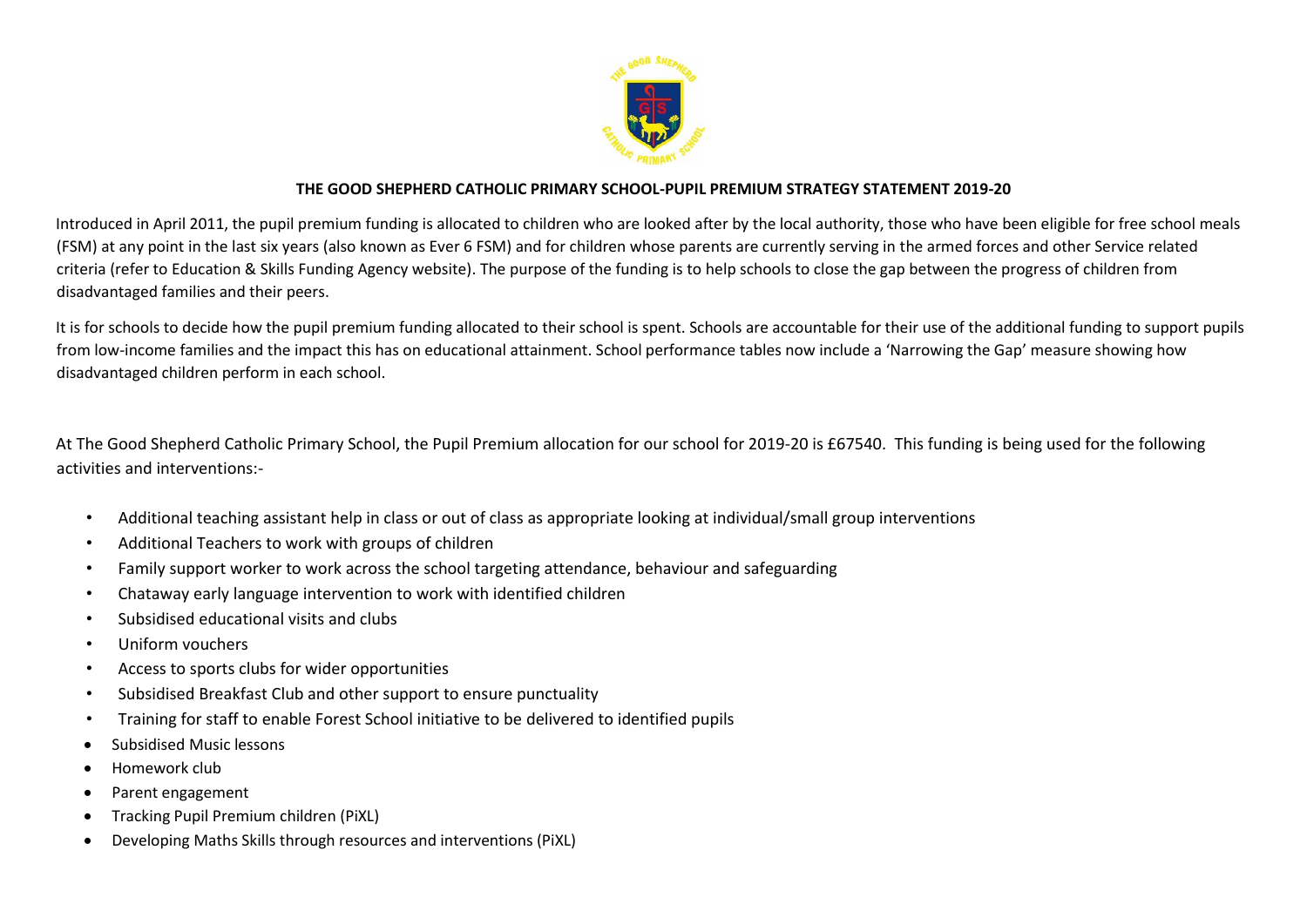# THE GOOD SHEPHERD CATHOLIC PRIMARY SCHOOL-PUPIL PREMIUM STRATEGY STATEMENT 2019-20

Introduced in April 2011, the pupil premium funding is allocated to children who are looked after by the local authority, those who have been eligible for free school meals (FSM) at any point in the last six years (also known as Ever 6 FSM) and for children whose parents are currently serving in the armed forces and other Service related criteria (refer to Education & Skills Funding Agency website). The purpose of the funding is to help schools to close the gap between the progress of children from disadvantaged families and their peers.

It is for schools to decide how the pupil premium funding allocated to their school is spent. Schools are accountable for their use of the additional funding to support pupils from low-income families and the impact this has on educational attainment. School performance tables now include a 'Narrowing the Gap' measure showing how disadvantaged children perform in each school.

At The Good Shepherd Catholic Primary School, the Pupil Premium allocation for our school for 2019-20 is £67540. This funding is being used for the following activities and interventions:-

- Additional teaching assistant help in class or out of class as appropriate looking at individual/small group interventions
- Additional Teachers to work with groups of children
- Family support worker to work across the school targeting attendance, behaviour and safeguarding
- Chataway early language intervention to work with identified children
- Subsidised educational visits and clubs
- Uniform vouchers
- Access to sports clubs for wider opportunities
- Subsidised Breakfast Club and other support to ensure punctuality
- Training for staff to enable Forest School initiative to be delivered to identified pupils
- Subsidised Music lessons
- Homework club
- Parent engagement
- Tracking Pupil Premium children (PiXL)
- Developing Maths Skills through resources and interventions (PiXL)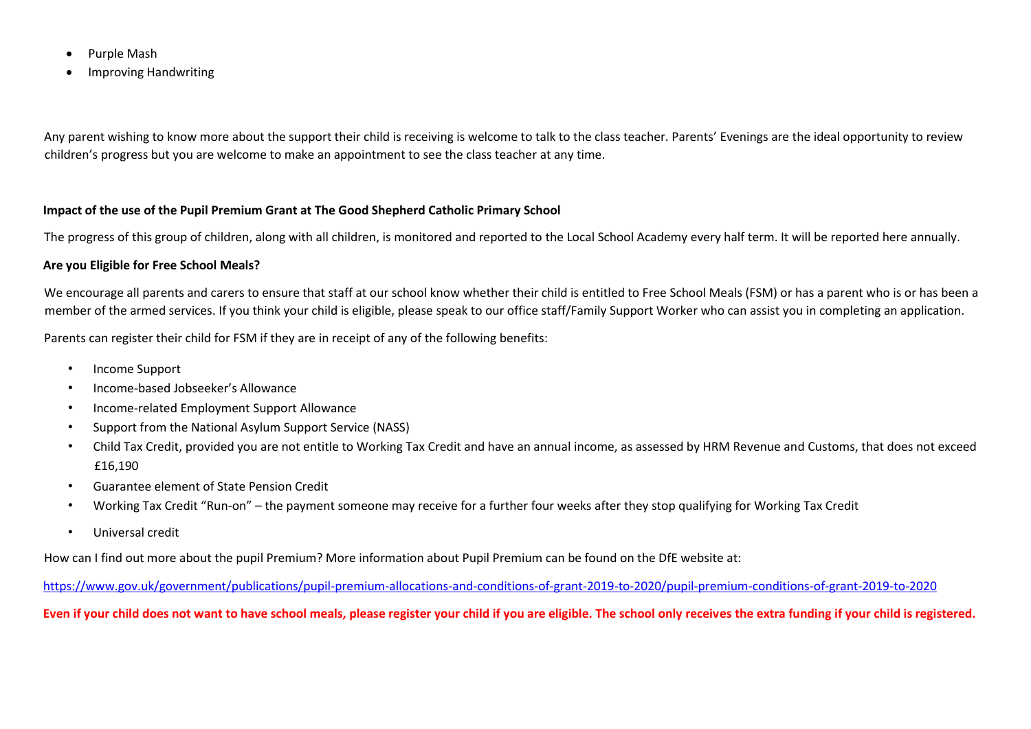- Purple Mash
- Improving Handwriting

Any parent wishing to know more about the support their child is receiving is welcome to talk to the class teacher. Parents' Evenings are the ideal opportunity to review children's progress but you are welcome to make an appointment to see the class teacher at any time.

**Impact of the use of the Pupil Premium Grant at The Good Shepherd Catholic Primary School**

The progress of this group of children, along with all children, is monitored and reported to the Local School Academy every half term. It will be reported here annually.

**Are you Eligible for Free School Meals?**

We encourage all parents and carers to ensure that staff at our school know whether their child is entitled to Free School Meals (FSM) or has a parent who is or has been a member of the armed services. If you think your child is eligible, please speak to our office staff/Family Support Worker who can assist you in completing an application.

Parents can register their child for FSM if they are in receipt of any of the following benefits:

- Income Support
- Income-based Jobseeker's Allowance
- Income-related Employment Support Allowance
- Support from the National Asylum Support Service (NASS)
- Child Tax Credit, provided you are not entitle to Working Tax Credit and have an annual income, as assessed by HRM Revenue and Customs, that does not exceed £16,190
- Guarantee element of State Pension Credit
- Working Tax Credit "Run-on" – the payment someone may receive for a further four weeks after they stop qualifying for Working Tax Credit
- Universal credit

How can I find out more about the pupil Premium? More information about Pupil Premium can be found on the DfE website at:

https://www.gov.uk/government/publications/pupil-premium-allocations-and-conditions-of-grant-2019-to-2020/pupil-premium-conditions-of-grant-2019-to-2020

**Even if your child does not want to have school meals, please register your child if you are eligible. The school only receives the extra funding if your child is registered.**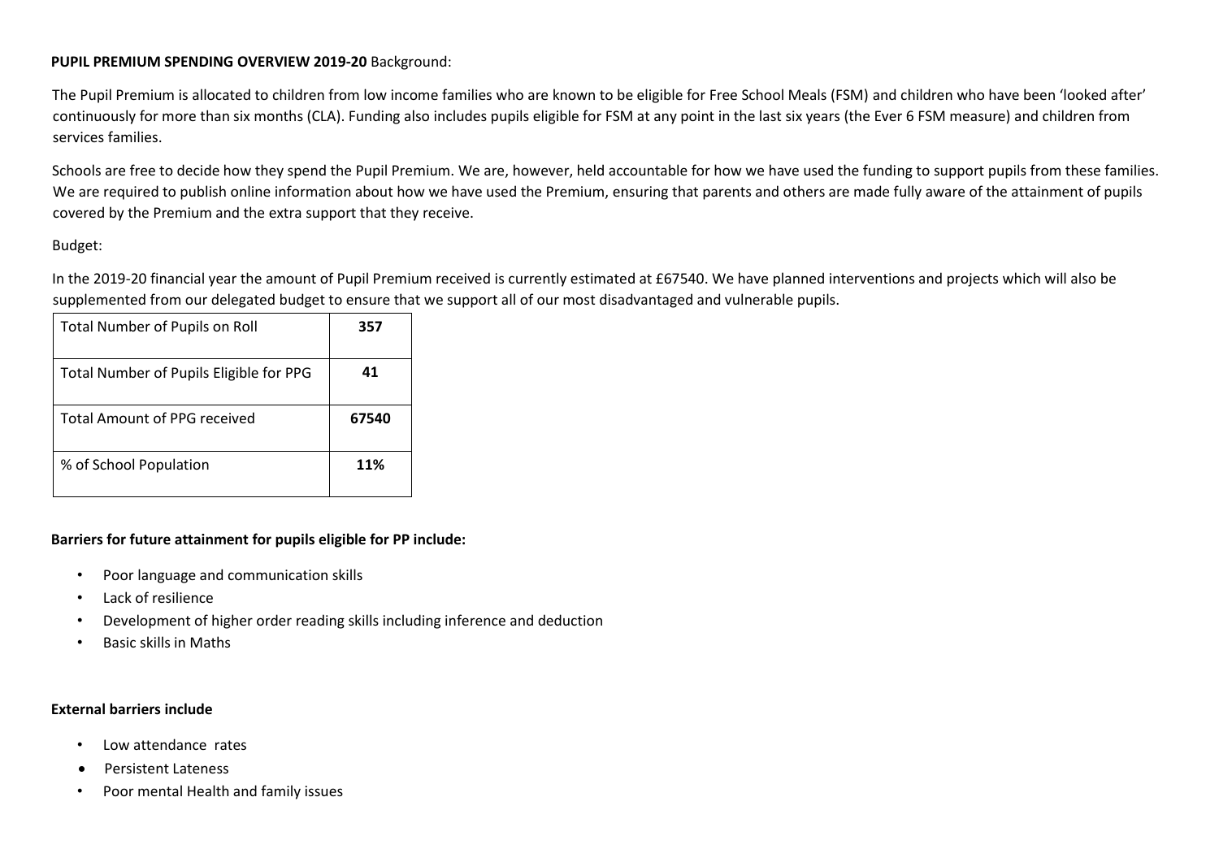**PUPIL PREMIUM SPENDING OVERVIEW 2019-20** Background:

The Pupil Premium is allocated to children from low income families who are known to be eligible for Free School Meals (FSM) and children who have been 'looked after' continuously for more than six months (CLA). Funding also includes pupils eligible for FSM at any point in the last six years (the Ever 6 FSM measure) and children from services families.

Schools are free to decide how they spend the Pupil Premium. We are, however, held accountable for how we have used the funding to support pupils from these families. We are required to publish online information about how we have used the Premium, ensuring that parents and others are made fully aware of the attainment of pupils covered by the Premium and the extra support that they receive.

Budget:

In the 2019-20 financial year the amount of Pupil Premium received is currently estimated at £67540. We have planned interventions and projects which will also be supplemented from our delegated budget to ensure that we support all of our most disadvantaged and vulnerable pupils.

| | |
|---|---|
| Total Number of Pupils on Roll | **357** |
| Total Number of Pupils Eligible for PPG | **41** |
| Total Amount of PPG received | **67540** |
| % of School Population | **11%** |

**Barriers for future attainment for pupils eligible for PP include:**

- Poor language and communication skills
- Lack of resilience
- Development of higher order reading skills including inference and deduction
- Basic skills in Maths

**External barriers include**

- Low attendance rates
- Persistent Lateness
- Poor mental Health and family issues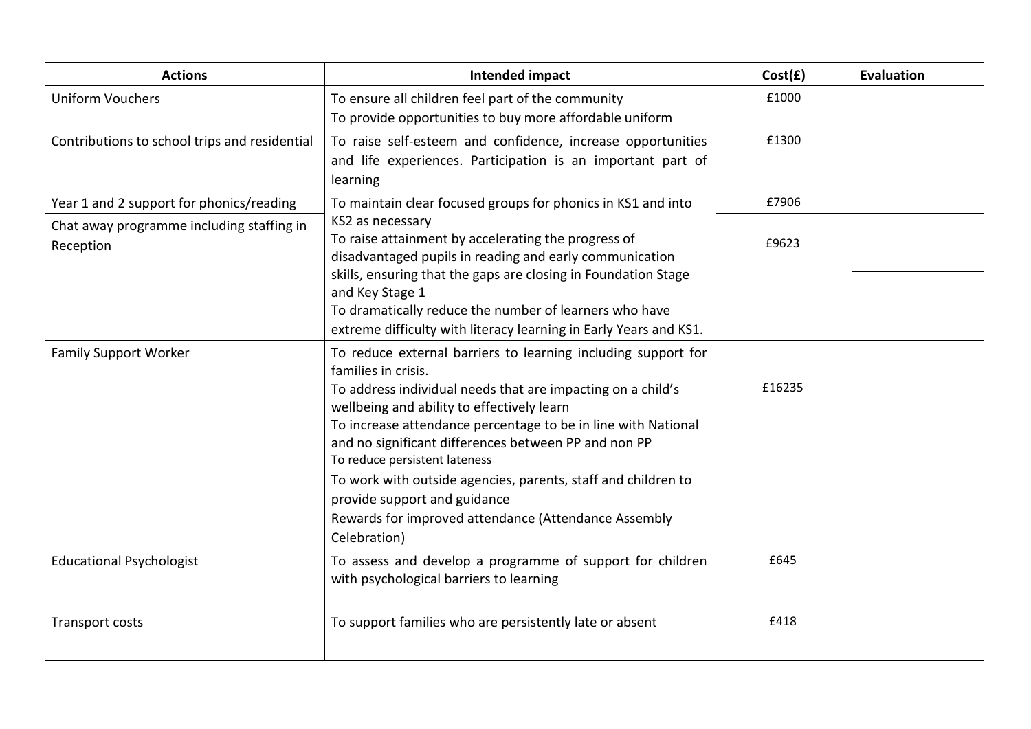| Actions | Intended impact | Cost(£) | Evaluation |
|---|---|---|---|
| Uniform Vouchers | To ensure all children feel part of the community<br>To provide opportunities to buy more affordable uniform | £1000 | |
| Contributions to school trips and residential | To raise self-esteem and confidence, increase opportunities and life experiences. Participation is an important part of learning | £1300 | |
| Year 1 and 2 support for phonics/reading | To maintain clear focused groups for phonics in KS1 and into KS2 as necessary<br>To raise attainment by accelerating the progress of disadvantaged pupils in reading and early communication skills, ensuring that the gaps are closing in Foundation Stage and Key Stage 1<br>To dramatically reduce the number of learners who have extreme difficulty with literacy learning in Early Years and KS1. | £7906 | |
| Chat away programme including staffing in Reception | | £9623 | |
| Family Support Worker | To reduce external barriers to learning including support for families in crisis.<br>To address individual needs that are impacting on a child's wellbeing and ability to effectively learn<br>To increase attendance percentage to be in line with National and no significant differences between PP and non PP<br>To reduce persistent lateness<br>To work with outside agencies, parents, staff and children to provide support and guidance<br>Rewards for improved attendance (Attendance Assembly Celebration) | £16235 | |
| Educational Psychologist | To assess and develop a programme of support for children with psychological barriers to learning | £645 | |
| Transport costs | To support families who are persistently late or absent | £418 | |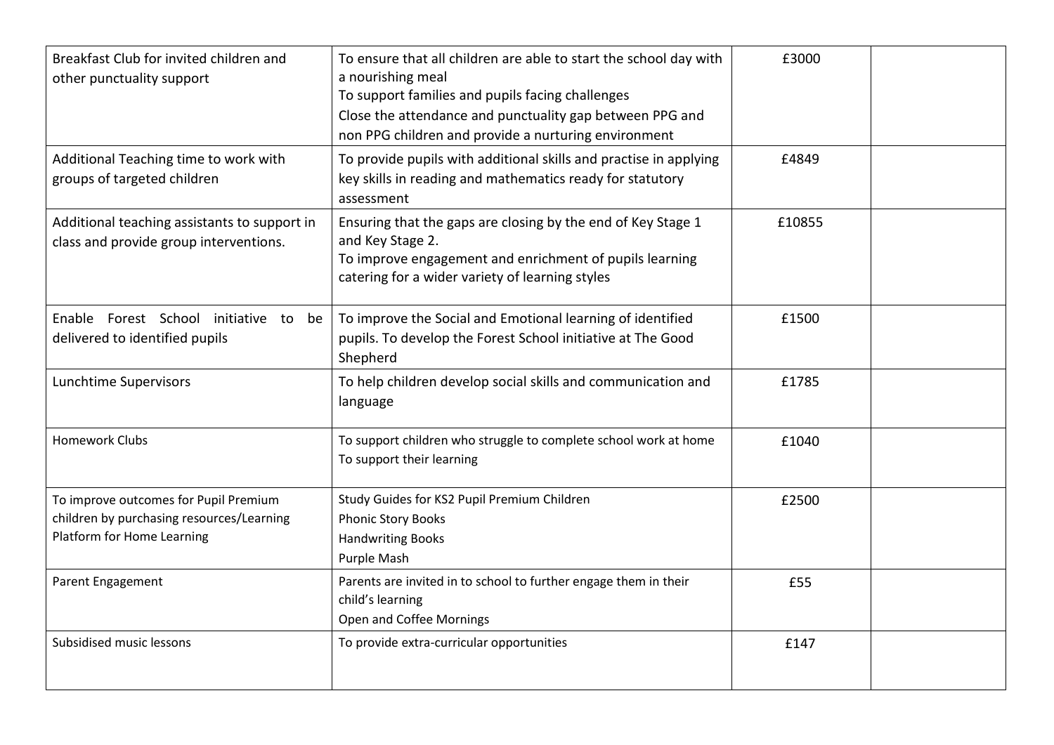| | | | |
|---|---|---|---|
| Breakfast Club for invited children and other punctuality support | To ensure that all children are able to start the school day with a nourishing meal<br>To support families and pupils facing challenges<br>Close the attendance and punctuality gap between PPG and non PPG children and provide a nurturing environment | £3000 | |
| Additional Teaching time to work with groups of targeted children | To provide pupils with additional skills and practise in applying key skills in reading and mathematics ready for statutory assessment | £4849 | |
| Additional teaching assistants to support in class and provide group interventions. | Ensuring that the gaps are closing by the end of Key Stage 1 and Key Stage 2.<br>To improve engagement and enrichment of pupils learning catering for a wider variety of learning styles | £10855 | |
| Enable Forest School initiative to be delivered to identified pupils | To improve the Social and Emotional learning of identified pupils. To develop the Forest School initiative at The Good Shepherd | £1500 | |
| Lunchtime Supervisors | To help children develop social skills and communication and language | £1785 | |
| Homework Clubs | To support children who struggle to complete school work at home<br>To support their learning | £1040 | |
| To improve outcomes for Pupil Premium children by purchasing resources/Learning Platform for Home Learning | Study Guides for KS2 Pupil Premium Children<br>Phonic Story Books<br>Handwriting Books<br>Purple Mash | £2500 | |
| Parent Engagement | Parents are invited in to school to further engage them in their child's learning<br>Open and Coffee Mornings | £55 | |
| Subsidised music lessons | To provide extra-curricular opportunities | £147 | |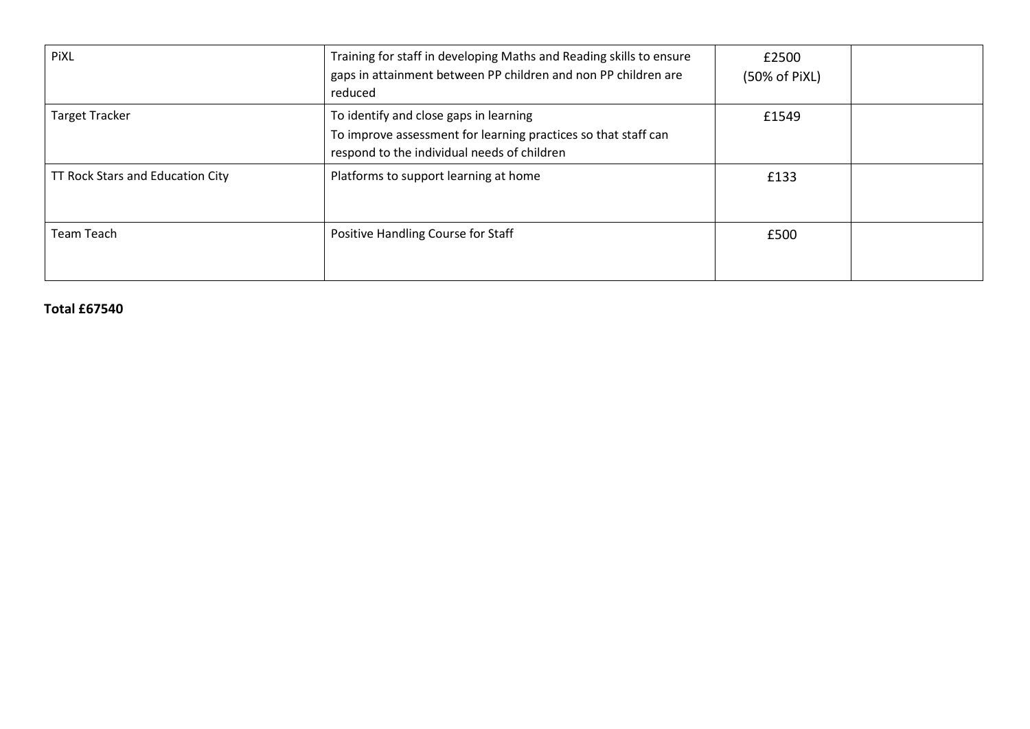| | | | |
|---|---|---|---|
| PiXL | Training for staff in developing Maths and Reading skills to ensure gaps in attainment between PP children and non PP children are reduced | £2500 (50% of PiXL) | |
| Target Tracker | To identify and close gaps in learning<br>To improve assessment for learning practices so that staff can respond to the individual needs of children | £1549 | |
| TT Rock Stars and Education City | Platforms to support learning at home | £133 | |
| Team Teach | Positive Handling Course for Staff | £500 | |

**Total £67540**